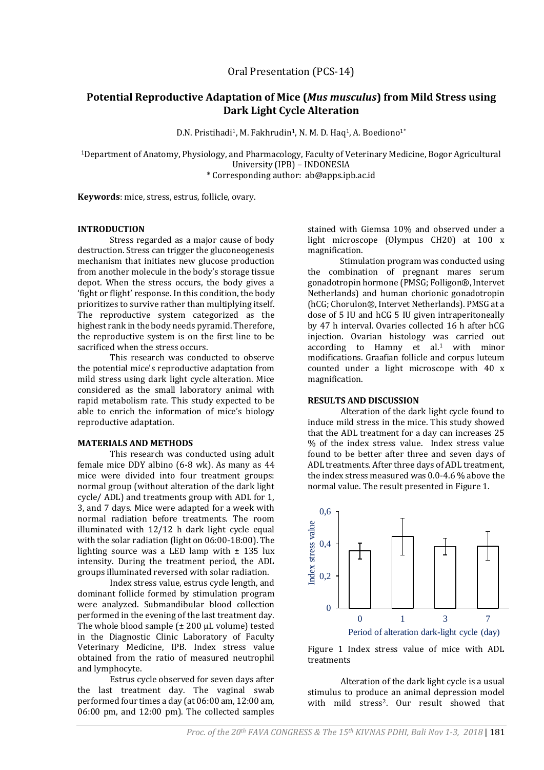Oral Presentation (PCS-14)

# Potential Reproductive Adaptation of Mice (*Mus musculus*) from Mild Stress using Dark Light Cycle Alteration

D.N. Pristihadi[1], M. Fakhrudin[1], N. M. D. Haq[1], A. Boediono[1*]

[1]Department of Anatomy, Physiology, and Pharmacology, Faculty of Veterinary Medicine, Bogor Agricultural University (IPB) – INDONESIA
* Corresponding author: ab@apps.ipb.ac.id

**Keywords**: mice, stress, estrus, follicle, ovary.

## INTRODUCTION

Stress regarded as a major cause of body destruction. Stress can trigger the gluconeogenesis mechanism that initiates new glucose production from another molecule in the body's storage tissue depot. When the stress occurs, the body gives a 'fight or flight' response. In this condition, the body prioritizes to survive rather than multiplying itself. The reproductive system categorized as the highest rank in the body needs pyramid. Therefore, the reproductive system is on the first line to be sacrificed when the stress occurs.

This research was conducted to observe the potential mice's reproductive adaptation from mild stress using dark light cycle alteration. Mice considered as the small laboratory animal with rapid metabolism rate. This study expected to be able to enrich the information of mice's biology reproductive adaptation.

## MATERIALS AND METHODS

This research was conducted using adult female mice DDY albino (6-8 wk). As many as 44 mice were divided into four treatment groups: normal group (without alteration of the dark light cycle/ ADL) and treatments group with ADL for 1, 3, and 7 days. Mice were adapted for a week with normal radiation before treatments. The room illuminated with 12/12 h dark light cycle equal with the solar radiation (light on 06:00-18:00). The lighting source was a LED lamp with ± 135 lux intensity. During the treatment period, the ADL groups illuminated reversed with solar radiation.

Index stress value, estrus cycle length, and dominant follicle formed by stimulation program were analyzed. Submandibular blood collection performed in the evening of the last treatment day. The whole blood sample (± 200 µL volume) tested in the Diagnostic Clinic Laboratory of Faculty Veterinary Medicine, IPB. Index stress value obtained from the ratio of measured neutrophil and lymphocyte.

Estrus cycle observed for seven days after the last treatment day. The vaginal swab performed four times a day (at 06:00 am, 12:00 am, 06:00 pm, and 12:00 pm). The collected samples stained with Giemsa 10% and observed under a light microscope (Olympus CH20) at 100 x magnification.

Stimulation program was conducted using the combination of pregnant mares serum gonadotropin hormone (PMSG; Folligon®, Intervet Netherlands) and human chorionic gonadotropin (hCG; Chorulon®, Intervet Netherlands). PMSG at a dose of 5 IU and hCG 5 IU given intraperitoneally by 47 h interval. Ovaries collected 16 h after hCG injection. Ovarian histology was carried out according to Hamny et al.[1] with minor modifications. Graafian follicle and corpus luteum counted under a light microscope with 40 x magnification.

## RESULTS AND DISCUSSION

Alteration of the dark light cycle found to induce mild stress in the mice. This study showed that the ADL treatment for a day can increases 25 % of the index stress value. Index stress value found to be better after three and seven days of ADL treatments. After three days of ADL treatment, the index stress measured was 0.0-4.6 % above the normal value. The result presented in Figure 1.

Figure 1 Index stress value of mice with ADL treatments

Alteration of the dark light cycle is a usual stimulus to produce an animal depression model with mild stress[2]. Our result showed that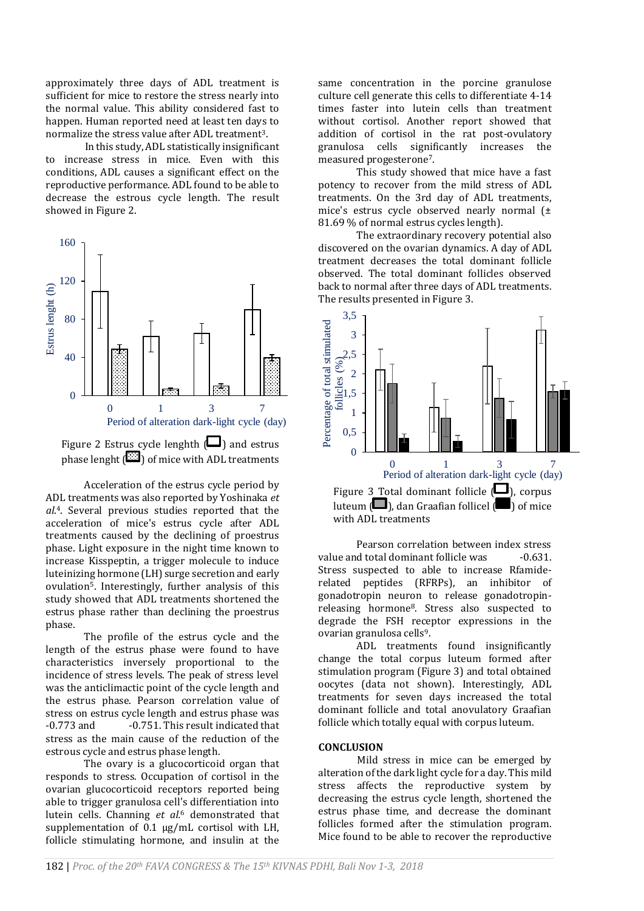approximately three days of ADL treatment is sufficient for mice to restore the stress nearly into the normal value. This ability considered fast to happen. Human reported need at least ten days to normalize the stress value after ADL treatment[3].

In this study, ADL statistically insignificant to increase stress in mice. Even with this conditions, ADL causes a significant effect on the reproductive performance. ADL found to be able to decrease the estrous cycle length. The result showed in Figure 2.

Figure 2 Estrus cycle lenghth (☐) and estrus phase lenght (▦) of mice with ADL treatments

Acceleration of the estrus cycle period by ADL treatments was also reported by Yoshinaka *et al.*[4]. Several previous studies reported that the acceleration of mice's estrus cycle after ADL treatments caused by the declining of proestrus phase. Light exposure in the night time known to increase Kisspeptin, a trigger molecule to induce luteinizing hormone (LH) surge secretion and early ovulation[5]. Interestingly, further analysis of this study showed that ADL treatments shortened the estrus phase rather than declining the proestrus phase.

The profile of the estrus cycle and the length of the estrus phase were found to have characteristics inversely proportional to the incidence of stress levels. The peak of stress level was the anticlimactic point of the cycle length and the estrus phase. Pearson correlation value of stress on estrus cycle length and estrus phase was -0.773 and -0.751. This result indicated that stress as the main cause of the reduction of the estrous cycle and estrus phase length.

The ovary is a glucocorticoid organ that responds to stress. Occupation of cortisol in the ovarian glucocorticoid receptors reported being able to trigger granulosa cell's differentiation into lutein cells. Channing *et al.*[6] demonstrated that supplementation of 0.1 µg/mL cortisol with LH, follicle stimulating hormone, and insulin at the same concentration in the porcine granulose culture cell generate this cells to differentiate 4-14 times faster into lutein cells than treatment without cortisol. Another report showed that addition of cortisol in the rat post-ovulatory granulosa cells significantly increases the measured progesterone[7].

This study showed that mice have a fast potency to recover from the mild stress of ADL treatments. On the 3rd day of ADL treatments, mice's estrus cycle observed nearly normal (± 81.69 % of normal estrus cycles length).

The extraordinary recovery potential also discovered on the ovarian dynamics. A day of ADL treatment decreases the total dominant follicle observed. The total dominant follicles observed back to normal after three days of ADL treatments. The results presented in Figure 3.

Figure 3 Total dominant follicle (☐), corpus luteum (▩), dan Graafian follicel (■) of mice with ADL treatments

Pearson correlation between index stress value and total dominant follicle was -0.631. Stress suspected to able to increase Rfamide-related peptides (RFRPs), an inhibitor of gonadotropin neuron to release gonadotropin-releasing hormone[8]. Stress also suspected to degrade the FSH receptor expressions in the ovarian granulosa cells[9].

ADL treatments found insignificantly change the total corpus luteum formed after stimulation program (Figure 3) and total obtained oocytes (data not shown). Interestingly, ADL treatments for seven days increased the total dominant follicle and total anovulatory Graafian follicle which totally equal with corpus luteum.

## CONCLUSION

Mild stress in mice can be emerged by alteration of the dark light cycle for a day. This mild stress affects the reproductive system by decreasing the estrus cycle length, shortened the estrus phase time, and decrease the dominant follicles formed after the stimulation program. Mice found to be able to recover the reproductive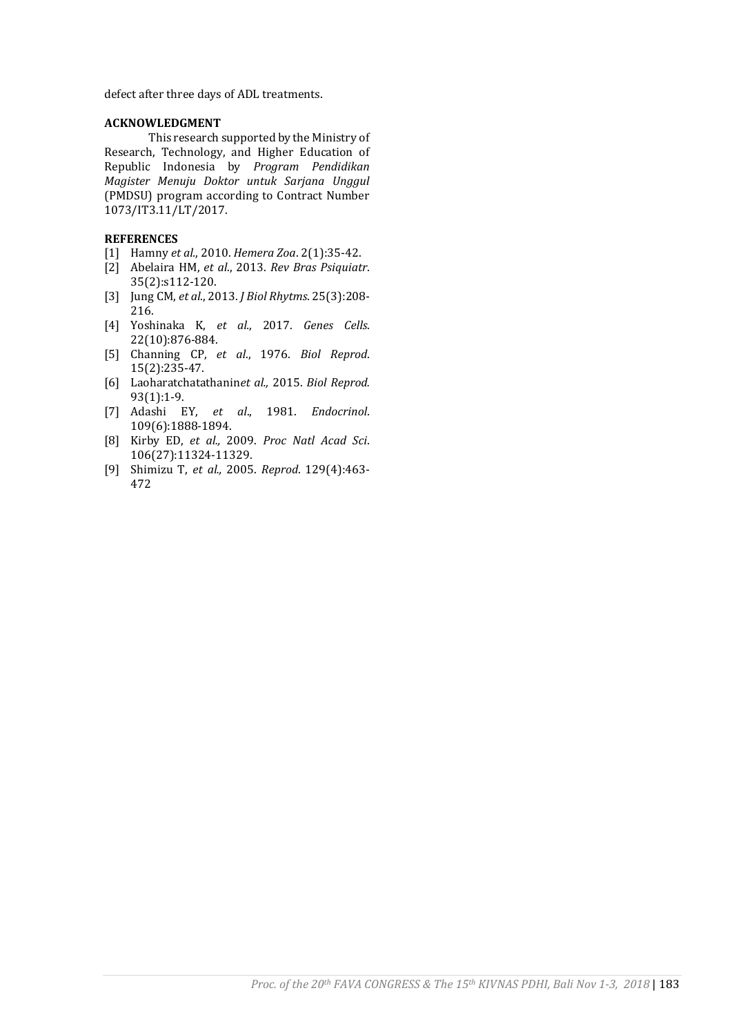defect after three days of ADL treatments.

## ACKNOWLEDGMENT

This research supported by the Ministry of Research, Technology, and Higher Education of Republic Indonesia by *Program Pendidikan Magister Menuju Doktor untuk Sarjana Unggul* (PMDSU) program according to Contract Number 1073/IT3.11/LT/2017.

## REFERENCES

[1] Hamny *et al.*, 2010. *Hemera Zoa*. 2(1):35-42.
[2] Abelaira HM, *et al.*, 2013. *Rev Bras Psiquiatr*. 35(2):s112-120.
[3] Jung CM, *et al.*, 2013. *J Biol Rhytms*. 25(3):208-216.
[4] Yoshinaka K, *et al.*, 2017. *Genes Cells*. 22(10):876-884.
[5] Channing CP, *et al.*, 1976. *Biol Reprod*. 15(2):235-47.
[6] Laoharatchatathanin*et al.,* 2015. *Biol Reprod.* 93(1):1-9.
[7] Adashi EY, *et al*., 1981. *Endocrinol*. 109(6):1888-1894.
[8] Kirby ED, *et al.,* 2009. *Proc Natl Acad Sci*. 106(27):11324-11329.
[9] Shimizu T, *et al.,* 2005. *Reprod*. 129(4):463-472